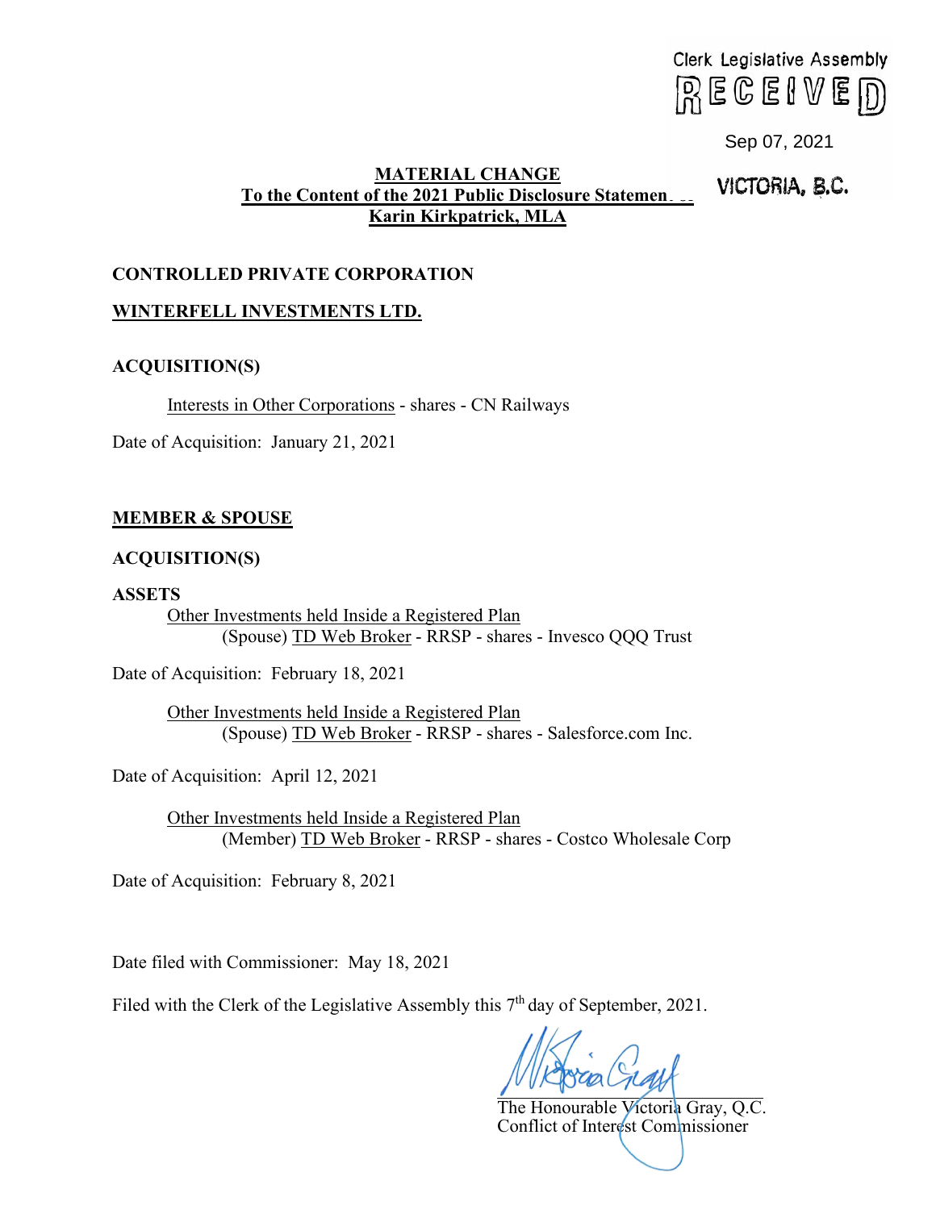Clerk Legislative Assembly
RECEIVED
Sep 07, 2021
VICTORIA, B.C.

**MATERIAL CHANGE**
**To the Content of the 2021 Public Disclosure Statement of**
**Karin Kirkpatrick, MLA**

**CONTROLLED PRIVATE CORPORATION**

**WINTERFELL INVESTMENTS LTD.**

**ACQUISITION(S)**

Interests in Other Corporations - shares - CN Railways

Date of Acquisition: January 21, 2021

**MEMBER & SPOUSE**

**ACQUISITION(S)**

**ASSETS**

Other Investments held Inside a Registered Plan
(Spouse) TD Web Broker - RRSP - shares - Invesco QQQ Trust

Date of Acquisition: February 18, 2021

Other Investments held Inside a Registered Plan
(Spouse) TD Web Broker - RRSP - shares - Salesforce.com Inc.

Date of Acquisition: April 12, 2021

Other Investments held Inside a Registered Plan
(Member) TD Web Broker - RRSP - shares - Costco Wholesale Corp

Date of Acquisition: February 8, 2021

Date filed with Commissioner: May 18, 2021

Filed with the Clerk of the Legislative Assembly this 7th day of September, 2021.

The Honourable Victoria Gray, Q.C.
Conflict of Interest Commissioner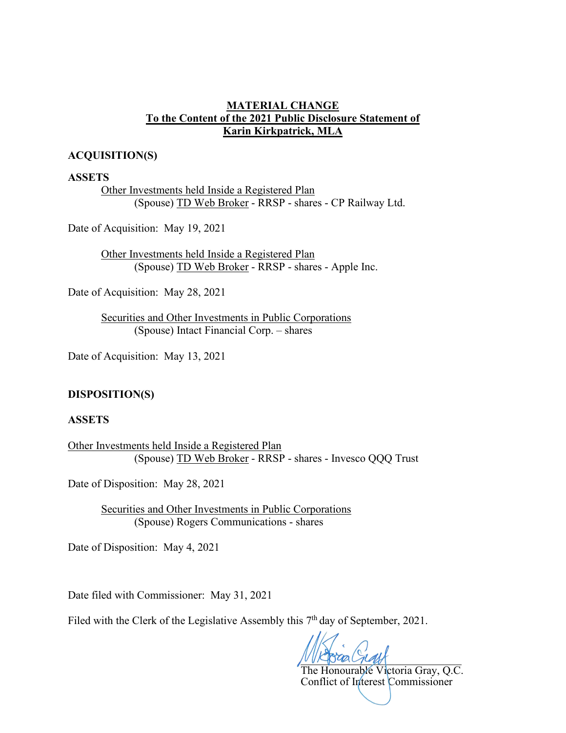# MATERIAL CHANGE
## To the Content of the 2021 Public Disclosure Statement of
## Karin Kirkpatrick, MLA

**ACQUISITION(S)**

**ASSETS**

Other Investments held Inside a Registered Plan
(Spouse) TD Web Broker - RRSP - shares - CP Railway Ltd.

Date of Acquisition: May 19, 2021

Other Investments held Inside a Registered Plan
(Spouse) TD Web Broker - RRSP - shares - Apple Inc.

Date of Acquisition: May 28, 2021

Securities and Other Investments in Public Corporations
(Spouse) Intact Financial Corp. – shares

Date of Acquisition: May 13, 2021

**DISPOSITION(S)**

**ASSETS**

Other Investments held Inside a Registered Plan
(Spouse) TD Web Broker - RRSP - shares - Invesco QQQ Trust

Date of Disposition: May 28, 2021

Securities and Other Investments in Public Corporations
(Spouse) Rogers Communications - shares

Date of Disposition: May 4, 2021

Date filed with Commissioner: May 31, 2021

Filed with the Clerk of the Legislative Assembly this 7th day of September, 2021.

The Honourable Victoria Gray, Q.C.
Conflict of Interest Commissioner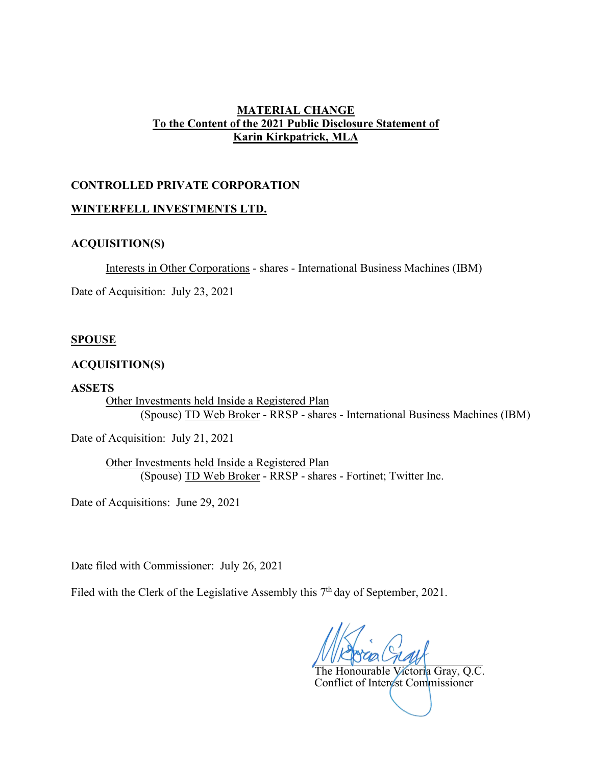**MATERIAL CHANGE**
**To the Content of the 2021 Public Disclosure Statement of**
**Karin Kirkpatrick, MLA**

**CONTROLLED PRIVATE CORPORATION**

**WINTERFELL INVESTMENTS LTD.**

**ACQUISITION(S)**

Interests in Other Corporations - shares - International Business Machines (IBM)

Date of Acquisition: July 23, 2021

**SPOUSE**

**ACQUISITION(S)**

**ASSETS**

Other Investments held Inside a Registered Plan
(Spouse) TD Web Broker - RRSP - shares - International Business Machines (IBM)

Date of Acquisition: July 21, 2021

Other Investments held Inside a Registered Plan
(Spouse) TD Web Broker - RRSP - shares - Fortinet; Twitter Inc.

Date of Acquisitions: June 29, 2021

Date filed with Commissioner: July 26, 2021

Filed with the Clerk of the Legislative Assembly this 7th day of September, 2021.

The Honourable Victoria Gray, Q.C.
Conflict of Interest Commissioner